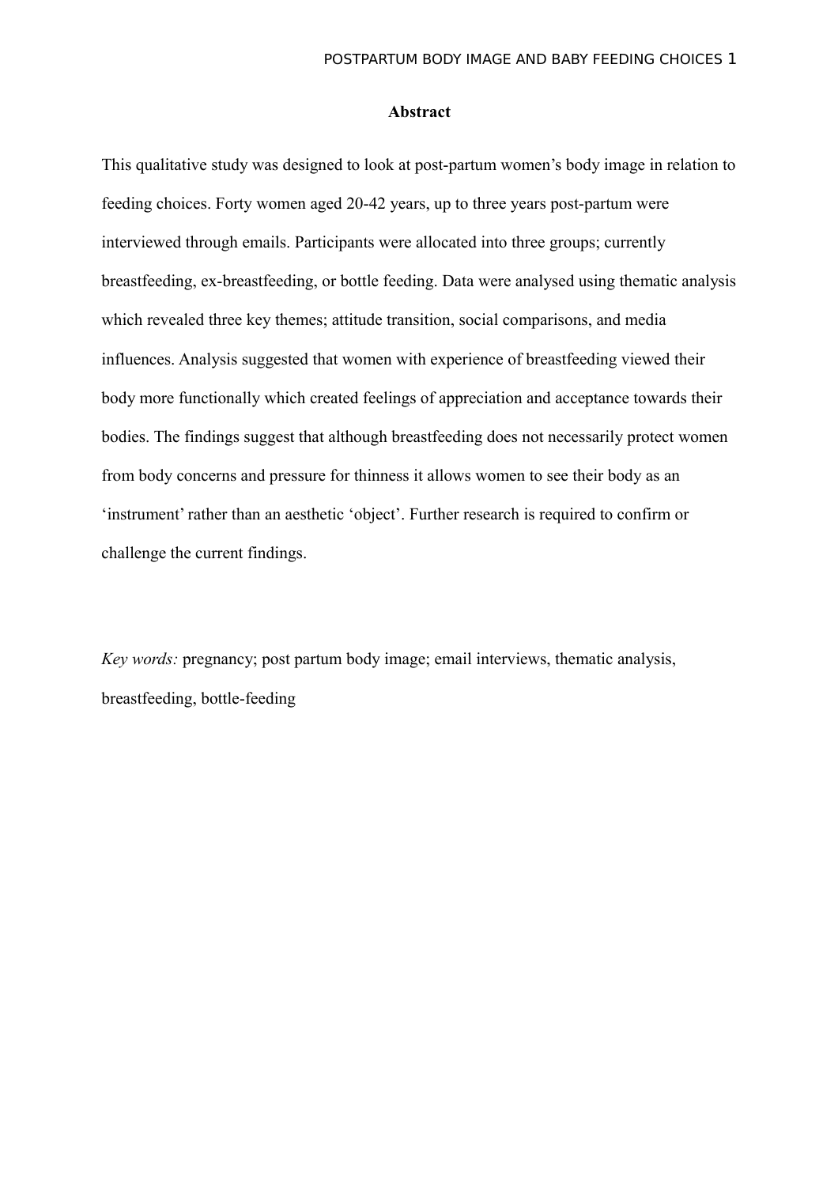# Abstract

This qualitative study was designed to look at post-partum women's body image in relation to feeding choices. Forty women aged 20-42 years, up to three years post-partum were interviewed through emails. Participants were allocated into three groups; currently breastfeeding, ex-breastfeeding, or bottle feeding. Data were analysed using thematic analysis which revealed three key themes; attitude transition, social comparisons, and media influences. Analysis suggested that women with experience of breastfeeding viewed their body more functionally which created feelings of appreciation and acceptance towards their bodies. The findings suggest that although breastfeeding does not necessarily protect women from body concerns and pressure for thinness it allows women to see their body as an 'instrument' rather than an aesthetic 'object'. Further research is required to confirm or challenge the current findings.

*Key words:* pregnancy; post partum body image; email interviews, thematic analysis, breastfeeding, bottle-feeding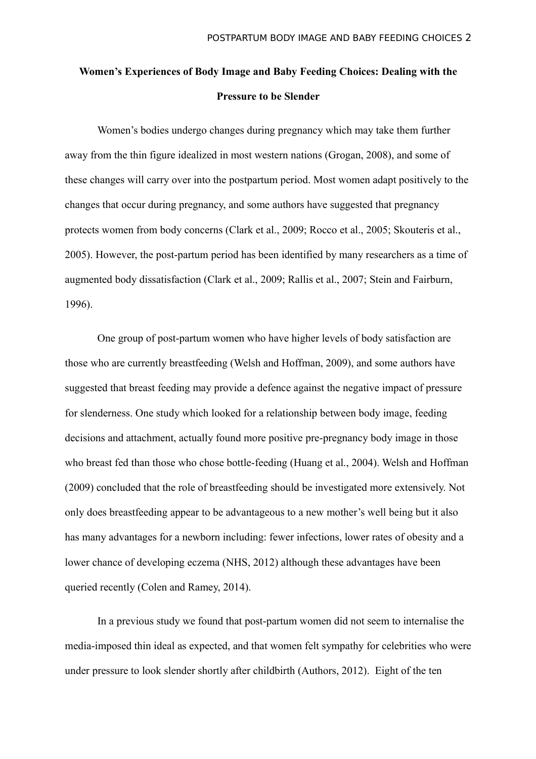# Women's Experiences of Body Image and Baby Feeding Choices: Dealing with the Pressure to be Slender

Women's bodies undergo changes during pregnancy which may take them further away from the thin figure idealized in most western nations (Grogan, 2008), and some of these changes will carry over into the postpartum period. Most women adapt positively to the changes that occur during pregnancy, and some authors have suggested that pregnancy protects women from body concerns (Clark et al., 2009; Rocco et al., 2005; Skouteris et al., 2005). However, the post-partum period has been identified by many researchers as a time of augmented body dissatisfaction (Clark et al., 2009; Rallis et al., 2007; Stein and Fairburn, 1996).

One group of post-partum women who have higher levels of body satisfaction are those who are currently breastfeeding (Welsh and Hoffman, 2009), and some authors have suggested that breast feeding may provide a defence against the negative impact of pressure for slenderness. One study which looked for a relationship between body image, feeding decisions and attachment, actually found more positive pre-pregnancy body image in those who breast fed than those who chose bottle-feeding (Huang et al., 2004). Welsh and Hoffman (2009) concluded that the role of breastfeeding should be investigated more extensively. Not only does breastfeeding appear to be advantageous to a new mother's well being but it also has many advantages for a newborn including: fewer infections, lower rates of obesity and a lower chance of developing eczema (NHS, 2012) although these advantages have been queried recently (Colen and Ramey, 2014).

In a previous study we found that post-partum women did not seem to internalise the media-imposed thin ideal as expected, and that women felt sympathy for celebrities who were under pressure to look slender shortly after childbirth (Authors, 2012). Eight of the ten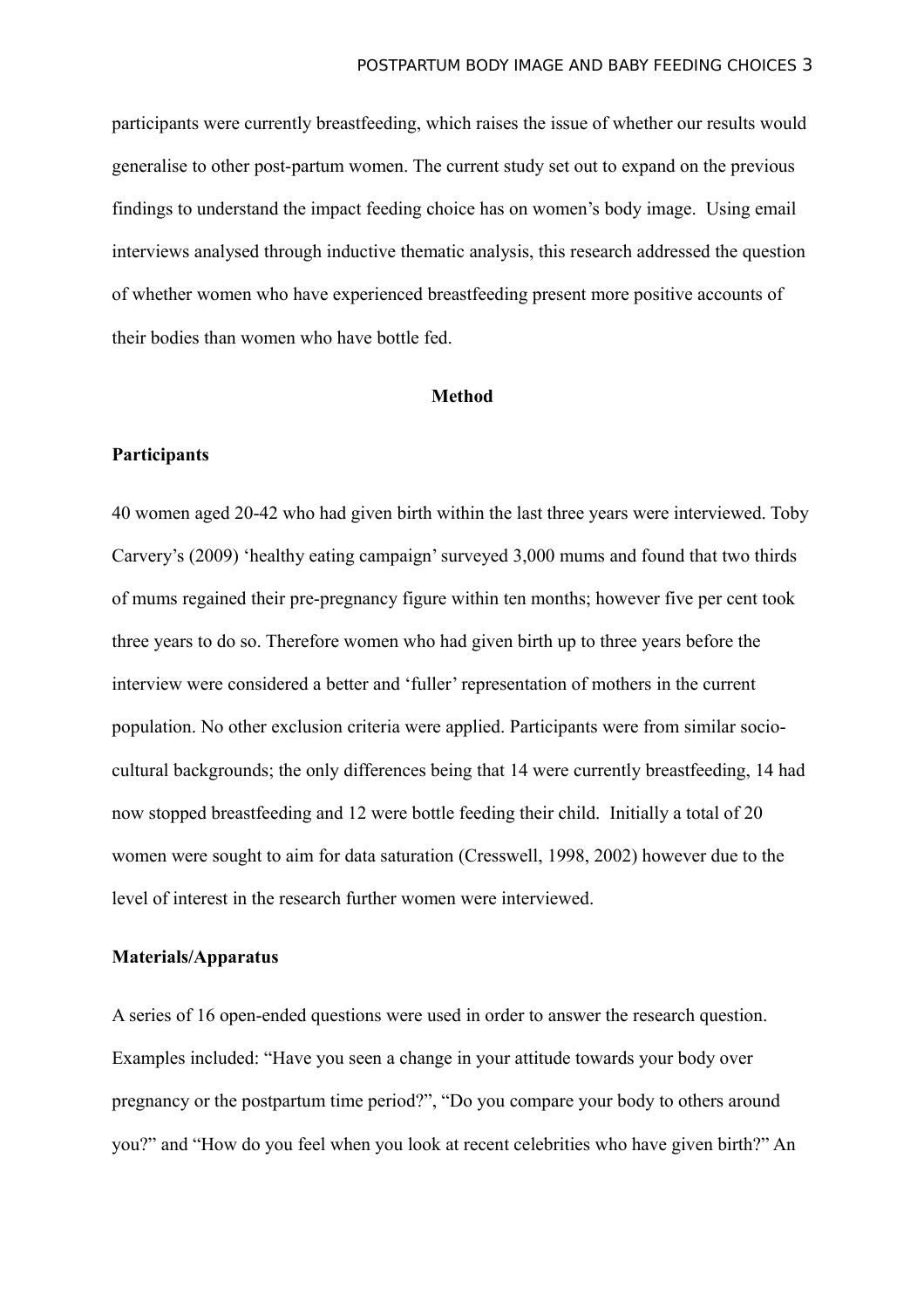participants were currently breastfeeding, which raises the issue of whether our results would generalise to other post-partum women. The current study set out to expand on the previous findings to understand the impact feeding choice has on women's body image. Using email interviews analysed through inductive thematic analysis, this research addressed the question of whether women who have experienced breastfeeding present more positive accounts of their bodies than women who have bottle fed.

## Method

### Participants

40 women aged 20-42 who had given birth within the last three years were interviewed. Toby Carvery's (2009) 'healthy eating campaign' surveyed 3,000 mums and found that two thirds of mums regained their pre-pregnancy figure within ten months; however five per cent took three years to do so. Therefore women who had given birth up to three years before the interview were considered a better and 'fuller' representation of mothers in the current population. No other exclusion criteria were applied. Participants were from similar socio-cultural backgrounds; the only differences being that 14 were currently breastfeeding, 14 had now stopped breastfeeding and 12 were bottle feeding their child. Initially a total of 20 women were sought to aim for data saturation (Cresswell, 1998, 2002) however due to the level of interest in the research further women were interviewed.

### Materials/Apparatus

A series of 16 open-ended questions were used in order to answer the research question. Examples included: "Have you seen a change in your attitude towards your body over pregnancy or the postpartum time period?", "Do you compare your body to others around you?" and "How do you feel when you look at recent celebrities who have given birth?" An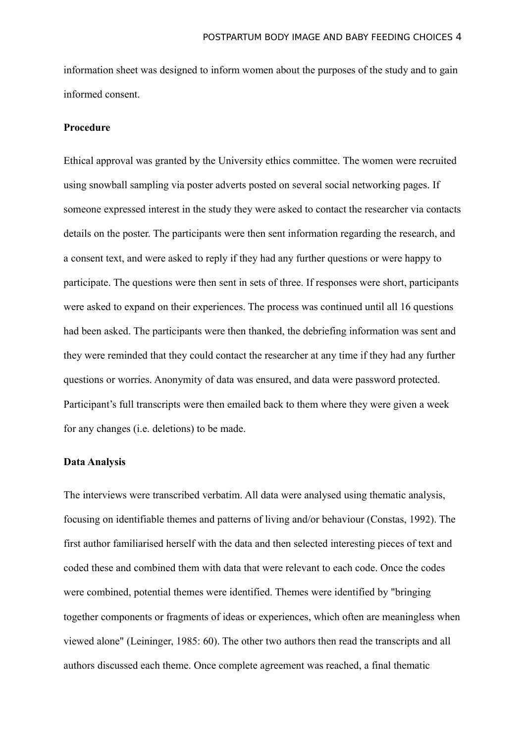information sheet was designed to inform women about the purposes of the study and to gain informed consent.

**Procedure**

Ethical approval was granted by the University ethics committee. The women were recruited using snowball sampling via poster adverts posted on several social networking pages. If someone expressed interest in the study they were asked to contact the researcher via contacts details on the poster. The participants were then sent information regarding the research, and a consent text, and were asked to reply if they had any further questions or were happy to participate. The questions were then sent in sets of three. If responses were short, participants were asked to expand on their experiences. The process was continued until all 16 questions had been asked. The participants were then thanked, the debriefing information was sent and they were reminded that they could contact the researcher at any time if they had any further questions or worries. Anonymity of data was ensured, and data were password protected. Participant's full transcripts were then emailed back to them where they were given a week for any changes (i.e. deletions) to be made.

**Data Analysis**

The interviews were transcribed verbatim. All data were analysed using thematic analysis, focusing on identifiable themes and patterns of living and/or behaviour (Constas, 1992). The first author familiarised herself with the data and then selected interesting pieces of text and coded these and combined them with data that were relevant to each code. Once the codes were combined, potential themes were identified. Themes were identified by "bringing together components or fragments of ideas or experiences, which often are meaningless when viewed alone" (Leininger, 1985: 60). The other two authors then read the transcripts and all authors discussed each theme. Once complete agreement was reached, a final thematic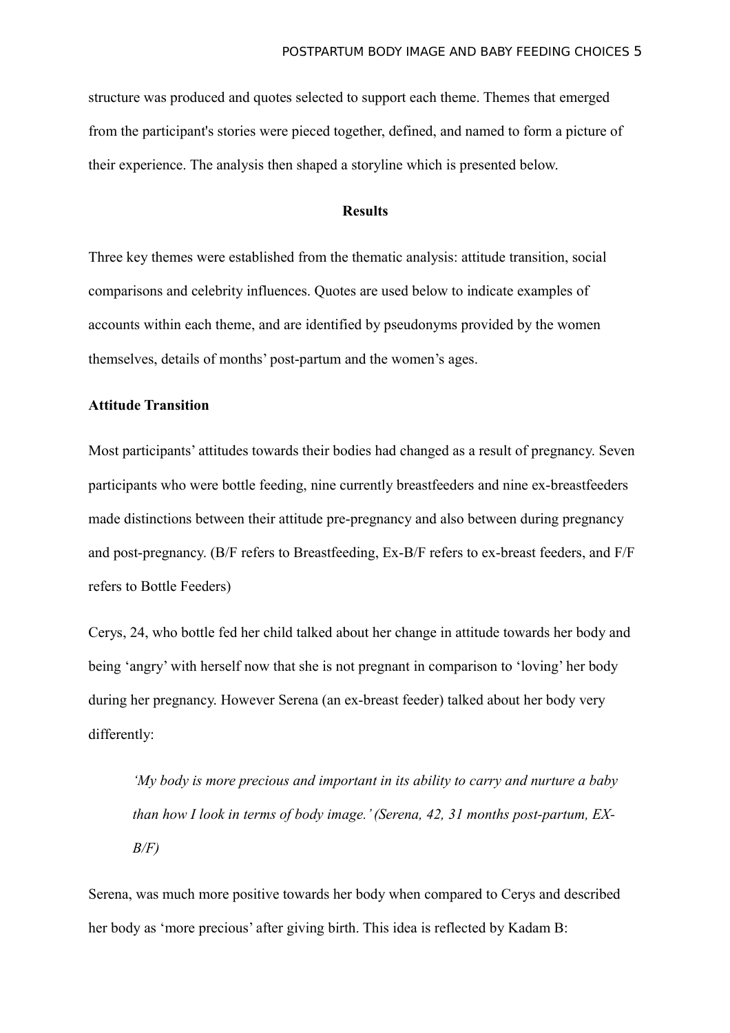structure was produced and quotes selected to support each theme. Themes that emerged from the participant's stories were pieced together, defined, and named to form a picture of their experience. The analysis then shaped a storyline which is presented below.

## Results

Three key themes were established from the thematic analysis: attitude transition, social comparisons and celebrity influences. Quotes are used below to indicate examples of accounts within each theme, and are identified by pseudonyms provided by the women themselves, details of months' post-partum and the women's ages.

### Attitude Transition

Most participants' attitudes towards their bodies had changed as a result of pregnancy. Seven participants who were bottle feeding, nine currently breastfeeders and nine ex-breastfeeders made distinctions between their attitude pre-pregnancy and also between during pregnancy and post-pregnancy. (B/F refers to Breastfeeding, Ex-B/F refers to ex-breast feeders, and F/F refers to Bottle Feeders)

Cerys, 24, who bottle fed her child talked about her change in attitude towards her body and being 'angry' with herself now that she is not pregnant in comparison to 'loving' her body during her pregnancy. However Serena (an ex-breast feeder) talked about her body very differently:

> *'My body is more precious and important in its ability to carry and nurture a baby than how I look in terms of body image.' (Serena, 42, 31 months post-partum, EX-B/F)*

Serena, was much more positive towards her body when compared to Cerys and described her body as 'more precious' after giving birth. This idea is reflected by Kadam B: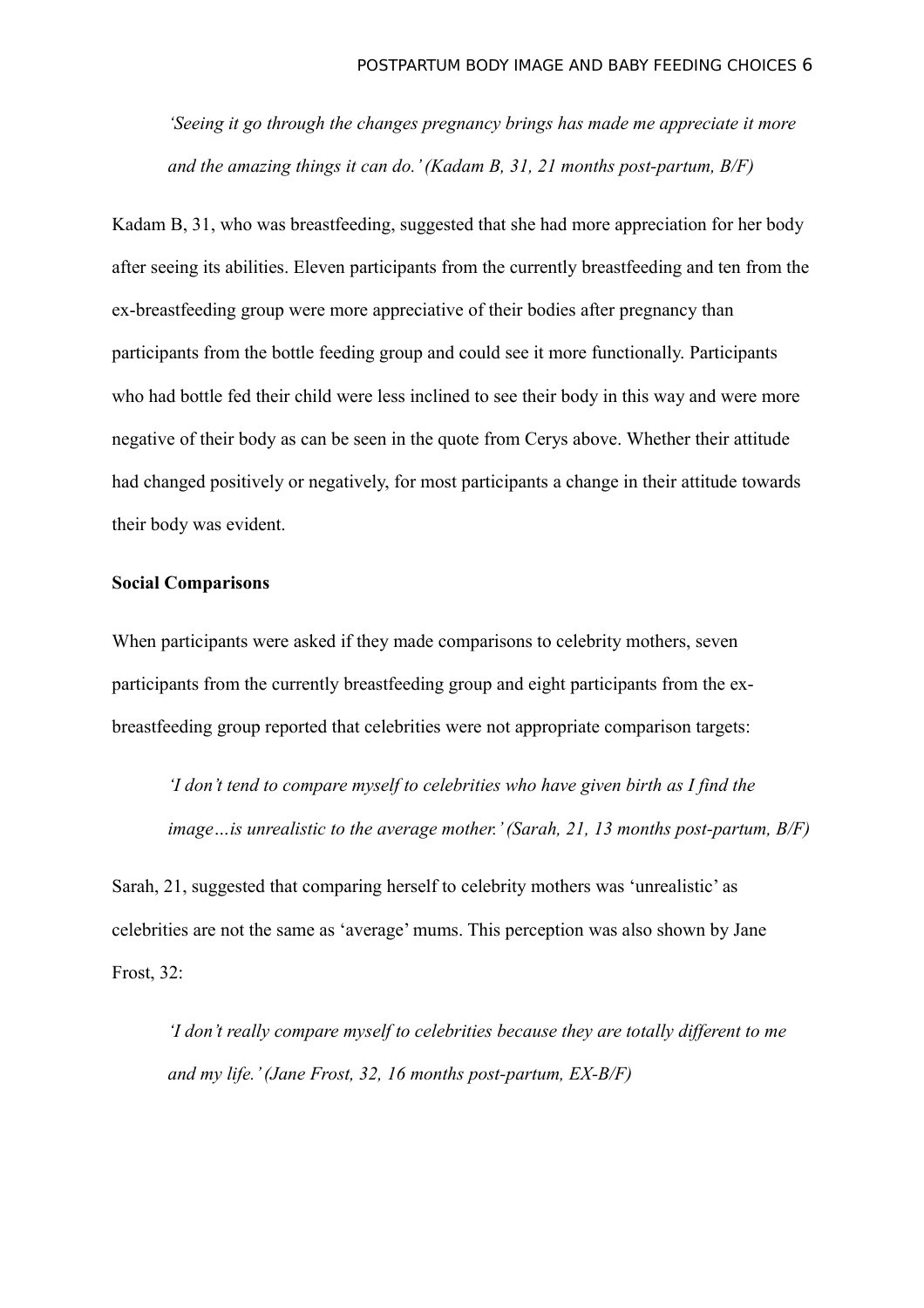*'Seeing it go through the changes pregnancy brings has made me appreciate it more and the amazing things it can do.' (Kadam B, 31, 21 months post-partum, B/F)*

Kadam B, 31, who was breastfeeding, suggested that she had more appreciation for her body after seeing its abilities. Eleven participants from the currently breastfeeding and ten from the ex-breastfeeding group were more appreciative of their bodies after pregnancy than participants from the bottle feeding group and could see it more functionally. Participants who had bottle fed their child were less inclined to see their body in this way and were more negative of their body as can be seen in the quote from Cerys above. Whether their attitude had changed positively or negatively, for most participants a change in their attitude towards their body was evident.

**Social Comparisons**

When participants were asked if they made comparisons to celebrity mothers, seven participants from the currently breastfeeding group and eight participants from the ex-breastfeeding group reported that celebrities were not appropriate comparison targets:

*'I don't tend to compare myself to celebrities who have given birth as I find the image…is unrealistic to the average mother.' (Sarah, 21, 13 months post-partum, B/F)*

Sarah, 21, suggested that comparing herself to celebrity mothers was 'unrealistic' as celebrities are not the same as 'average' mums. This perception was also shown by Jane Frost, 32:

*'I don't really compare myself to celebrities because they are totally different to me and my life.' (Jane Frost, 32, 16 months post-partum, EX-B/F)*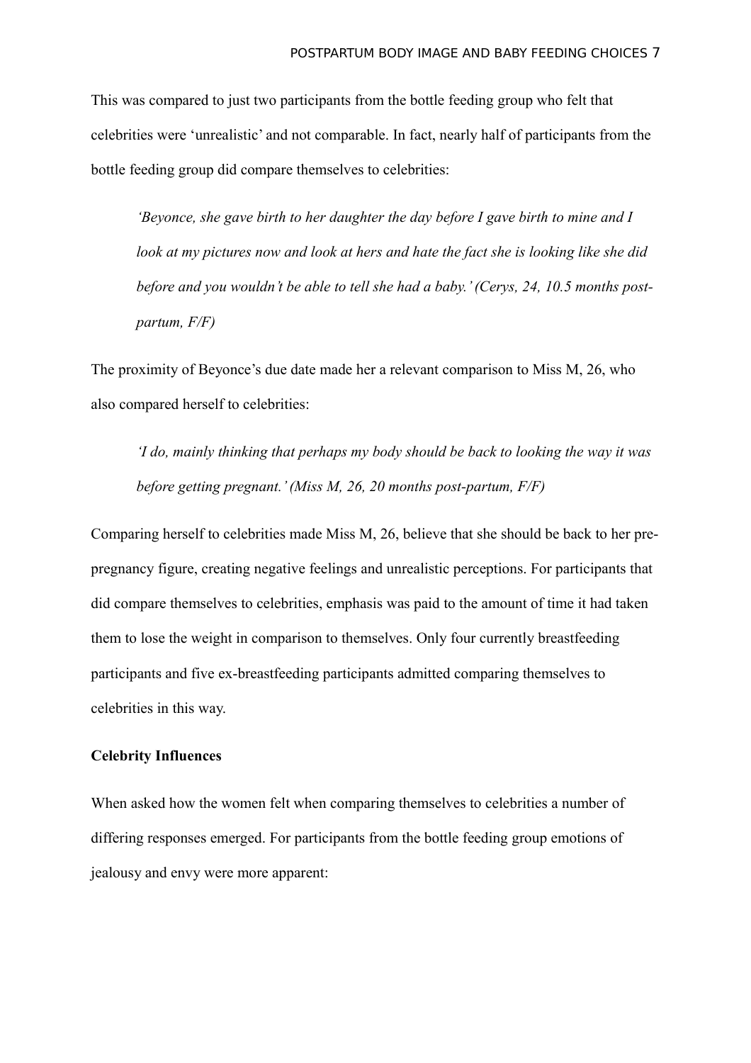This was compared to just two participants from the bottle feeding group who felt that celebrities were 'unrealistic' and not comparable. In fact, nearly half of participants from the bottle feeding group did compare themselves to celebrities:

> *'Beyonce, she gave birth to her daughter the day before I gave birth to mine and I look at my pictures now and look at hers and hate the fact she is looking like she did before and you wouldn't be able to tell she had a baby.' (Cerys, 24, 10.5 months post-partum, F/F)*

The proximity of Beyonce's due date made her a relevant comparison to Miss M, 26, who also compared herself to celebrities:

> *'I do, mainly thinking that perhaps my body should be back to looking the way it was before getting pregnant.' (Miss M, 26, 20 months post-partum, F/F)*

Comparing herself to celebrities made Miss M, 26, believe that she should be back to her pre-pregnancy figure, creating negative feelings and unrealistic perceptions. For participants that did compare themselves to celebrities, emphasis was paid to the amount of time it had taken them to lose the weight in comparison to themselves. Only four currently breastfeeding participants and five ex-breastfeeding participants admitted comparing themselves to celebrities in this way.

**Celebrity Influences**

When asked how the women felt when comparing themselves to celebrities a number of differing responses emerged. For participants from the bottle feeding group emotions of jealousy and envy were more apparent: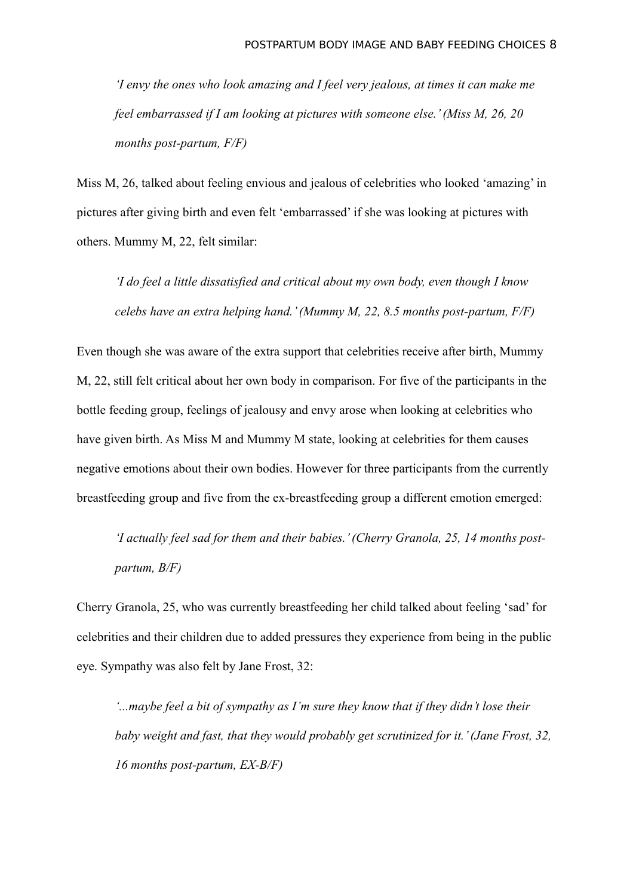> *'I envy the ones who look amazing and I feel very jealous, at times it can make me feel embarrassed if I am looking at pictures with someone else.' (Miss M, 26, 20 months post-partum, F/F)*

Miss M, 26, talked about feeling envious and jealous of celebrities who looked 'amazing' in pictures after giving birth and even felt 'embarrassed' if she was looking at pictures with others. Mummy M, 22, felt similar:

> *'I do feel a little dissatisfied and critical about my own body, even though I know celebs have an extra helping hand.' (Mummy M, 22, 8.5 months post-partum, F/F)*

Even though she was aware of the extra support that celebrities receive after birth, Mummy M, 22, still felt critical about her own body in comparison. For five of the participants in the bottle feeding group, feelings of jealousy and envy arose when looking at celebrities who have given birth. As Miss M and Mummy M state, looking at celebrities for them causes negative emotions about their own bodies. However for three participants from the currently breastfeeding group and five from the ex-breastfeeding group a different emotion emerged:

> *'I actually feel sad for them and their babies.' (Cherry Granola, 25, 14 months post-partum, B/F)*

Cherry Granola, 25, who was currently breastfeeding her child talked about feeling 'sad' for celebrities and their children due to added pressures they experience from being in the public eye. Sympathy was also felt by Jane Frost, 32:

> *'...maybe feel a bit of sympathy as I'm sure they know that if they didn't lose their baby weight and fast, that they would probably get scrutinized for it.' (Jane Frost, 32, 16 months post-partum, EX-B/F)*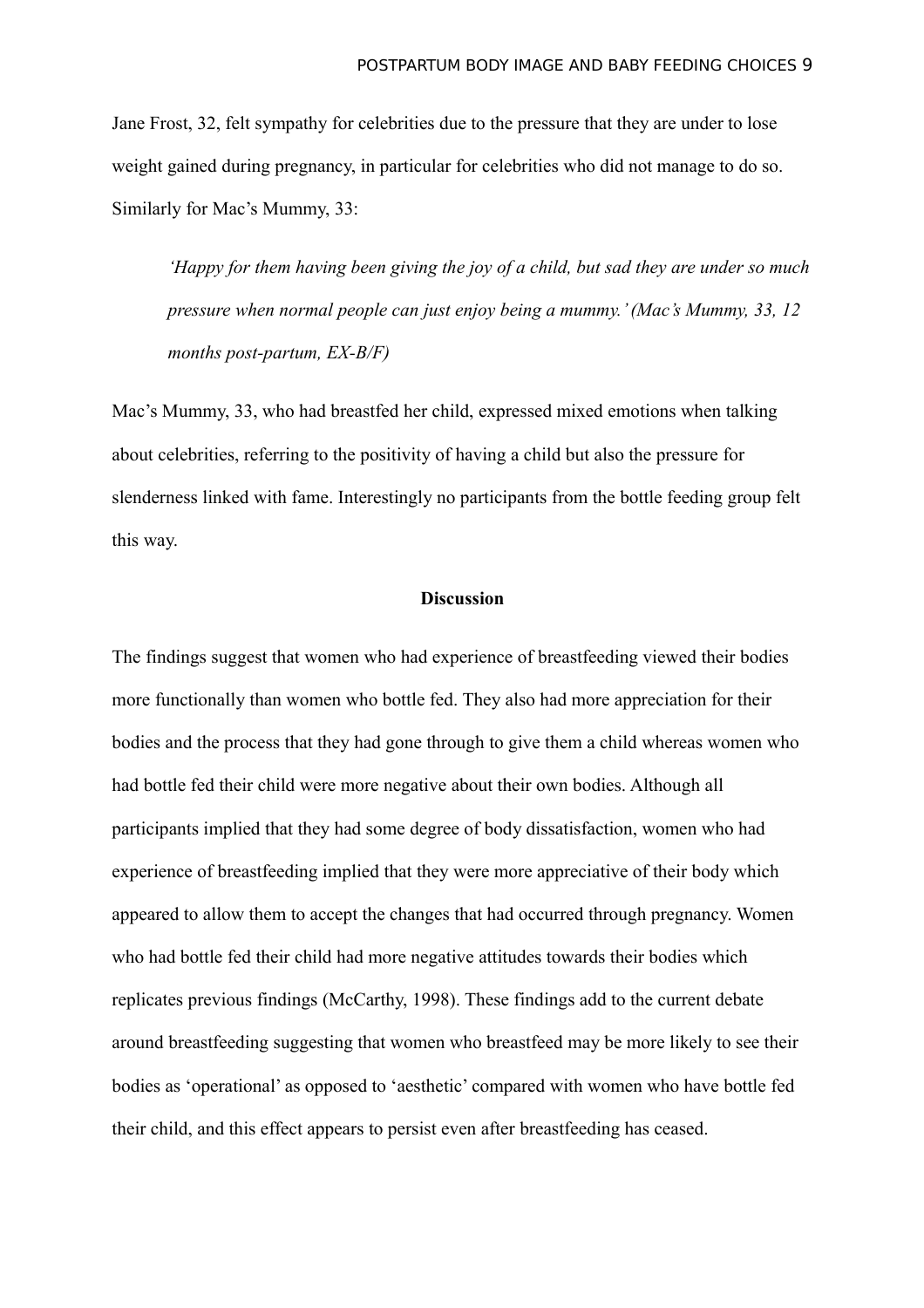Jane Frost, 32, felt sympathy for celebrities due to the pressure that they are under to lose weight gained during pregnancy, in particular for celebrities who did not manage to do so. Similarly for Mac's Mummy, 33:

> *'Happy for them having been giving the joy of a child, but sad they are under so much pressure when normal people can just enjoy being a mummy.' (Mac's Mummy, 33, 12 months post-partum, EX-B/F)*

Mac's Mummy, 33, who had breastfed her child, expressed mixed emotions when talking about celebrities, referring to the positivity of having a child but also the pressure for slenderness linked with fame. Interestingly no participants from the bottle feeding group felt this way.

## Discussion

The findings suggest that women who had experience of breastfeeding viewed their bodies more functionally than women who bottle fed. They also had more appreciation for their bodies and the process that they had gone through to give them a child whereas women who had bottle fed their child were more negative about their own bodies. Although all participants implied that they had some degree of body dissatisfaction, women who had experience of breastfeeding implied that they were more appreciative of their body which appeared to allow them to accept the changes that had occurred through pregnancy. Women who had bottle fed their child had more negative attitudes towards their bodies which replicates previous findings (McCarthy, 1998). These findings add to the current debate around breastfeeding suggesting that women who breastfeed may be more likely to see their bodies as 'operational' as opposed to 'aesthetic' compared with women who have bottle fed their child, and this effect appears to persist even after breastfeeding has ceased.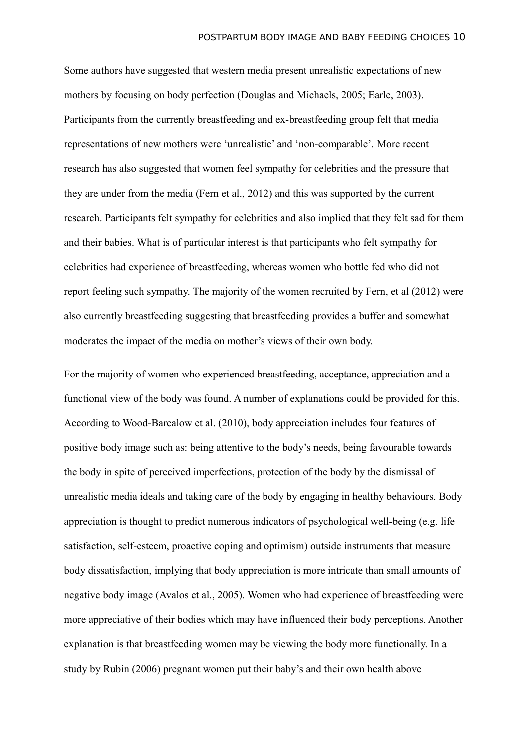Some authors have suggested that western media present unrealistic expectations of new mothers by focusing on body perfection (Douglas and Michaels, 2005; Earle, 2003). Participants from the currently breastfeeding and ex-breastfeeding group felt that media representations of new mothers were 'unrealistic' and 'non-comparable'. More recent research has also suggested that women feel sympathy for celebrities and the pressure that they are under from the media (Fern et al., 2012) and this was supported by the current research. Participants felt sympathy for celebrities and also implied that they felt sad for them and their babies. What is of particular interest is that participants who felt sympathy for celebrities had experience of breastfeeding, whereas women who bottle fed who did not report feeling such sympathy. The majority of the women recruited by Fern, et al (2012) were also currently breastfeeding suggesting that breastfeeding provides a buffer and somewhat moderates the impact of the media on mother's views of their own body.

For the majority of women who experienced breastfeeding, acceptance, appreciation and a functional view of the body was found. A number of explanations could be provided for this. According to Wood-Barcalow et al. (2010), body appreciation includes four features of positive body image such as: being attentive to the body's needs, being favourable towards the body in spite of perceived imperfections, protection of the body by the dismissal of unrealistic media ideals and taking care of the body by engaging in healthy behaviours. Body appreciation is thought to predict numerous indicators of psychological well-being (e.g. life satisfaction, self-esteem, proactive coping and optimism) outside instruments that measure body dissatisfaction, implying that body appreciation is more intricate than small amounts of negative body image (Avalos et al., 2005). Women who had experience of breastfeeding were more appreciative of their bodies which may have influenced their body perceptions. Another explanation is that breastfeeding women may be viewing the body more functionally. In a study by Rubin (2006) pregnant women put their baby's and their own health above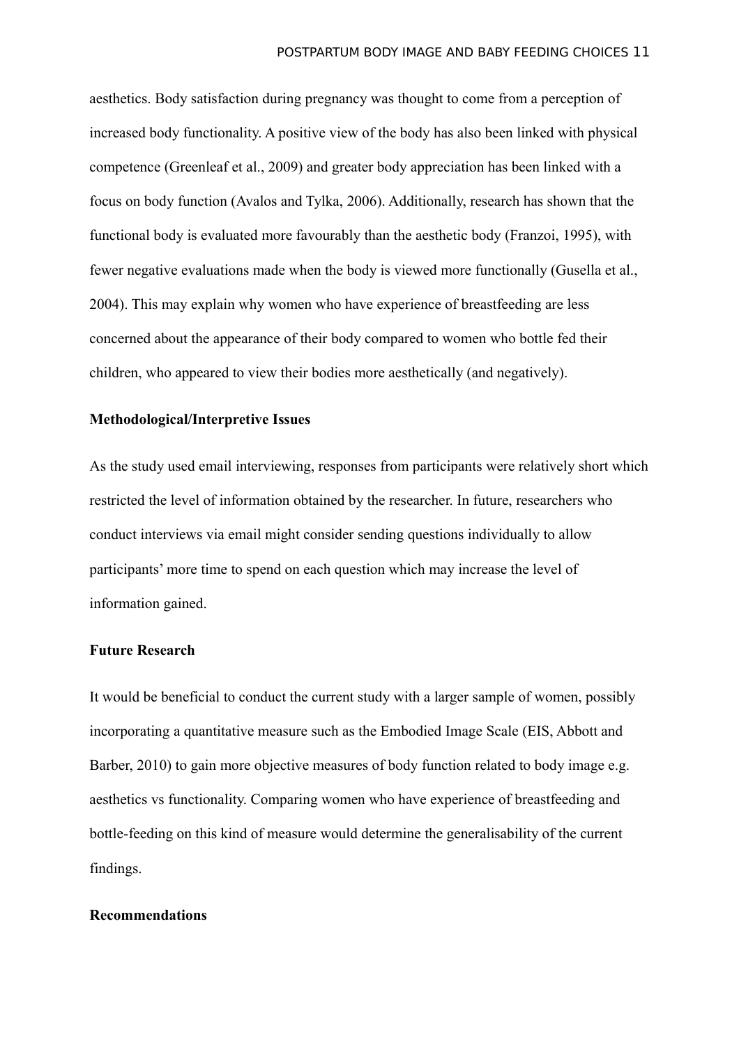aesthetics. Body satisfaction during pregnancy was thought to come from a perception of increased body functionality. A positive view of the body has also been linked with physical competence (Greenleaf et al., 2009) and greater body appreciation has been linked with a focus on body function (Avalos and Tylka, 2006). Additionally, research has shown that the functional body is evaluated more favourably than the aesthetic body (Franzoi, 1995), with fewer negative evaluations made when the body is viewed more functionally (Gusella et al., 2004). This may explain why women who have experience of breastfeeding are less concerned about the appearance of their body compared to women who bottle fed their children, who appeared to view their bodies more aesthetically (and negatively).

**Methodological/Interpretive Issues**

As the study used email interviewing, responses from participants were relatively short which restricted the level of information obtained by the researcher. In future, researchers who conduct interviews via email might consider sending questions individually to allow participants' more time to spend on each question which may increase the level of information gained.

**Future Research**

It would be beneficial to conduct the current study with a larger sample of women, possibly incorporating a quantitative measure such as the Embodied Image Scale (EIS, Abbott and Barber, 2010) to gain more objective measures of body function related to body image e.g. aesthetics vs functionality. Comparing women who have experience of breastfeeding and bottle-feeding on this kind of measure would determine the generalisability of the current findings.

**Recommendations**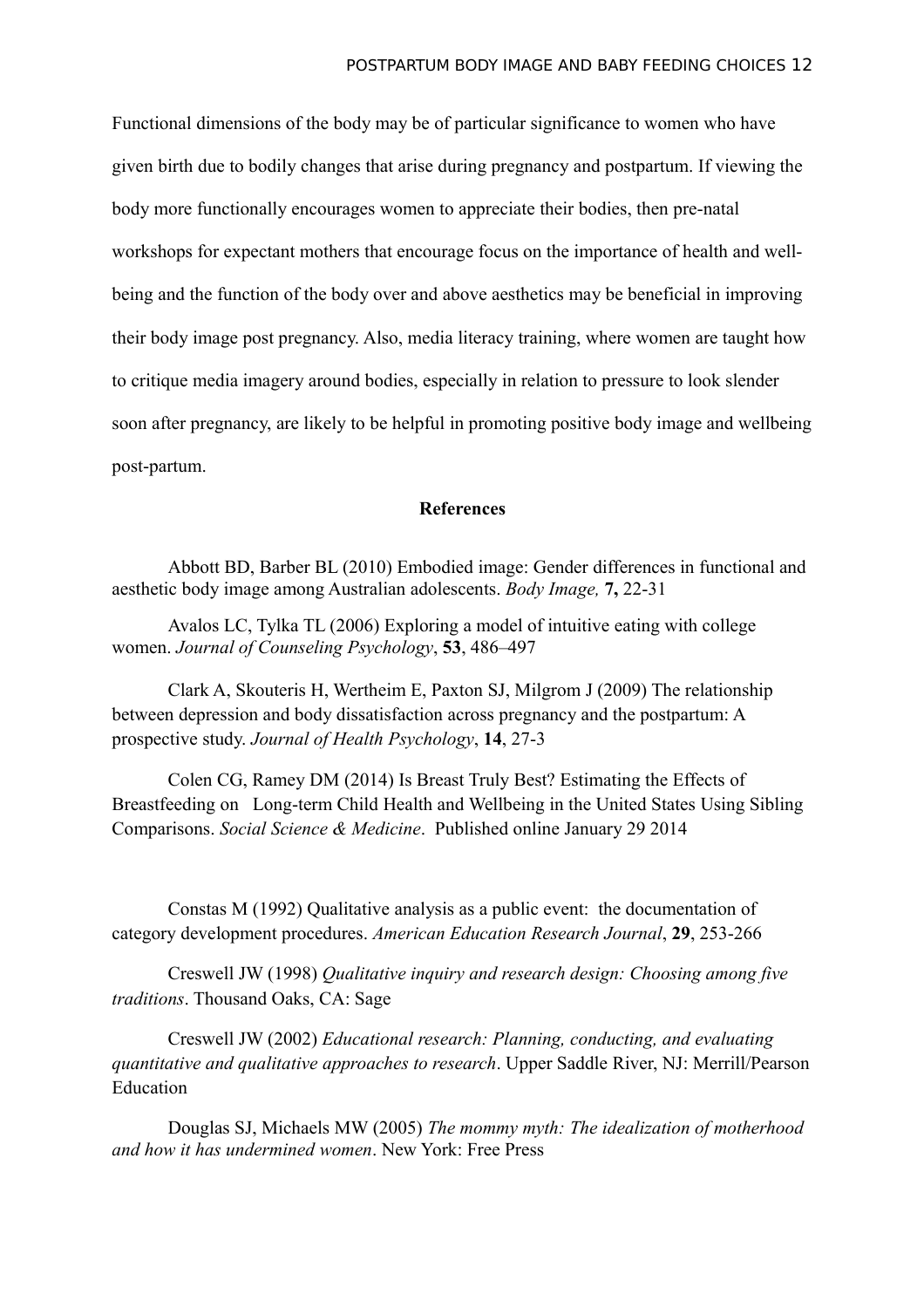Functional dimensions of the body may be of particular significance to women who have given birth due to bodily changes that arise during pregnancy and postpartum. If viewing the body more functionally encourages women to appreciate their bodies, then pre-natal workshops for expectant mothers that encourage focus on the importance of health and well-being and the function of the body over and above aesthetics may be beneficial in improving their body image post pregnancy. Also, media literacy training, where women are taught how to critique media imagery around bodies, especially in relation to pressure to look slender soon after pregnancy, are likely to be helpful in promoting positive body image and wellbeing post-partum.

## References

Abbott BD, Barber BL (2010) Embodied image: Gender differences in functional and aesthetic body image among Australian adolescents. *Body Image,* **7,** 22-31

Avalos LC, Tylka TL (2006) Exploring a model of intuitive eating with college women. *Journal of Counseling Psychology*, **53**, 486–497

Clark A, Skouteris H, Wertheim E, Paxton SJ, Milgrom J (2009) The relationship between depression and body dissatisfaction across pregnancy and the postpartum: A prospective study. *Journal of Health Psychology*, **14**, 27-3

Colen CG, Ramey DM (2014) Is Breast Truly Best? Estimating the Effects of Breastfeeding on Long-term Child Health and Wellbeing in the United States Using Sibling Comparisons. *Social Science & Medicine*. Published online January 29 2014

Constas M (1992) Qualitative analysis as a public event: the documentation of category development procedures. *American Education Research Journal*, **29**, 253-266

Creswell JW (1998) *Qualitative inquiry and research design: Choosing among five traditions*. Thousand Oaks, CA: Sage

Creswell JW (2002) *Educational research: Planning, conducting, and evaluating quantitative and qualitative approaches to research*. Upper Saddle River, NJ: Merrill/Pearson Education

Douglas SJ, Michaels MW (2005) *The mommy myth: The idealization of motherhood and how it has undermined women*. New York: Free Press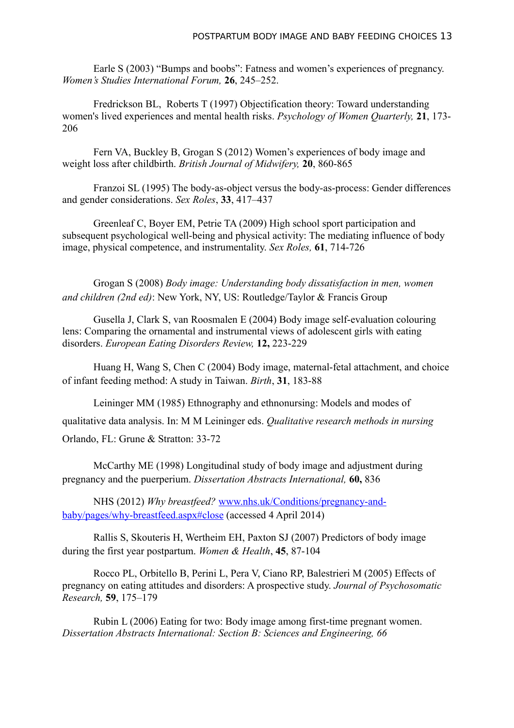Earle S (2003) "Bumps and boobs": Fatness and women's experiences of pregnancy. *Women's Studies International Forum,* **26**, 245–252.

Fredrickson BL, Roberts T (1997) Objectification theory: Toward understanding women's lived experiences and mental health risks. *Psychology of Women Quarterly,* **21**, 173-206

Fern VA, Buckley B, Grogan S (2012) Women's experiences of body image and weight loss after childbirth. *British Journal of Midwifery,* **20**, 860-865

Franzoi SL (1995) The body-as-object versus the body-as-process: Gender differences and gender considerations. *Sex Roles*, **33**, 417–437

Greenleaf C, Boyer EM, Petrie TA (2009) High school sport participation and subsequent psychological well-being and physical activity: The mediating influence of body image, physical competence, and instrumentality. *Sex Roles,* **61**, 714-726

Grogan S (2008) *Body image: Understanding body dissatisfaction in men, women and children (2nd ed)*: New York, NY, US: Routledge/Taylor & Francis Group

Gusella J, Clark S, van Roosmalen E (2004) Body image self-evaluation colouring lens: Comparing the ornamental and instrumental views of adolescent girls with eating disorders. *European Eating Disorders Review,* **12,** 223-229

Huang H, Wang S, Chen C (2004) Body image, maternal-fetal attachment, and choice of infant feeding method: A study in Taiwan. *Birth*, **31**, 183-88

Leininger MM (1985) Ethnography and ethnonursing: Models and modes of qualitative data analysis. In: M M Leininger eds. *Qualitative research methods in nursing* Orlando, FL: Grune & Stratton: 33-72

McCarthy ME (1998) Longitudinal study of body image and adjustment during pregnancy and the puerperium. *Dissertation Abstracts International,* **60,** 836

NHS (2012) *Why breastfeed?* www.nhs.uk/Conditions/pregnancy-and-baby/pages/why-breastfeed.aspx#close (accessed 4 April 2014)

Rallis S, Skouteris H, Wertheim EH, Paxton SJ (2007) Predictors of body image during the first year postpartum. *Women & Health*, **45**, 87-104

Rocco PL, Orbitello B, Perini L, Pera V, Ciano RP, Balestrieri M (2005) Effects of pregnancy on eating attitudes and disorders: A prospective study. *Journal of Psychosomatic Research,* **59**, 175–179

Rubin L (2006) Eating for two: Body image among first-time pregnant women. *Dissertation Abstracts International: Section B: Sciences and Engineering, 66*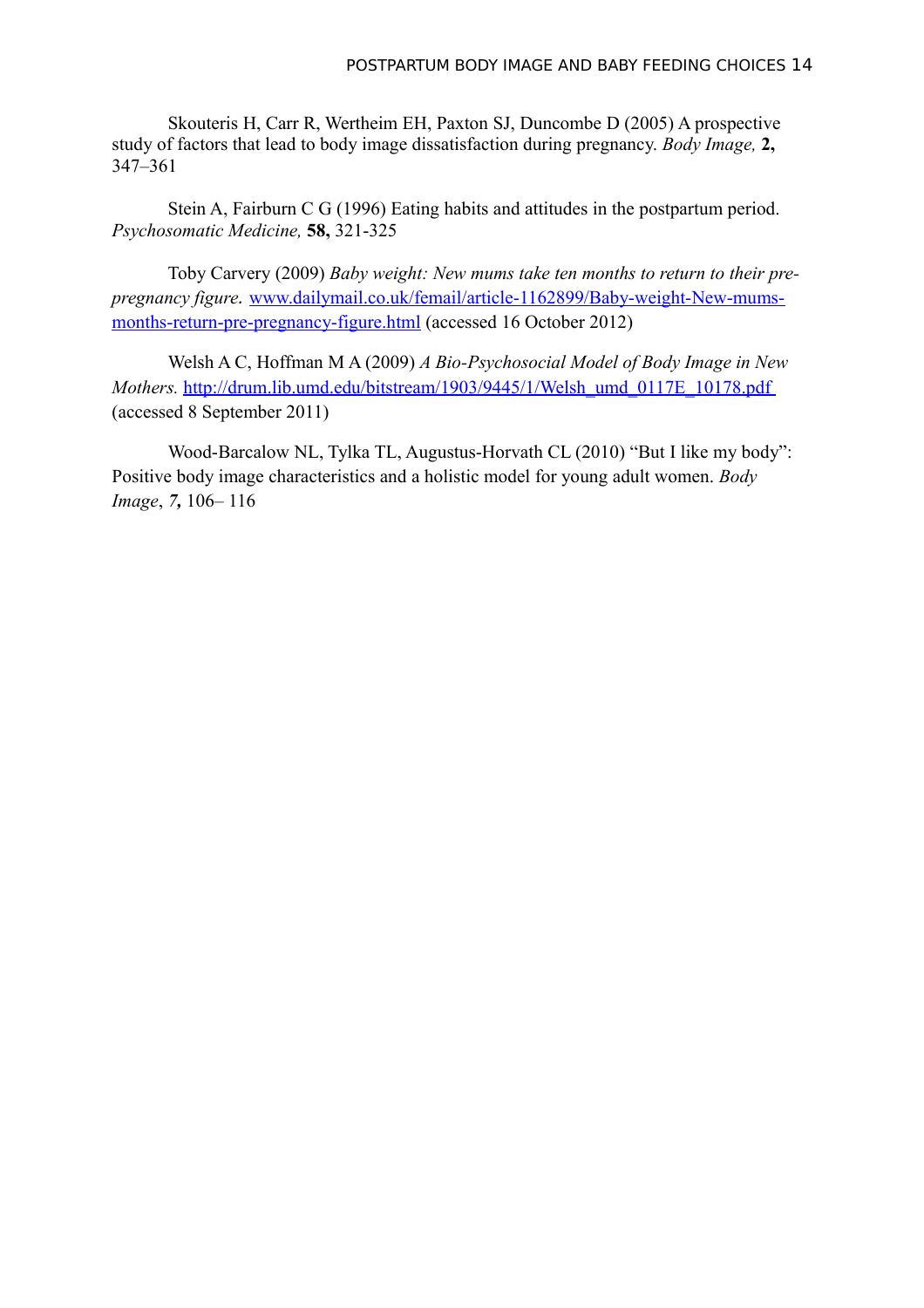Skouteris H, Carr R, Wertheim EH, Paxton SJ, Duncombe D (2005) A prospective study of factors that lead to body image dissatisfaction during pregnancy. *Body Image,* **2,** 347–361

Stein A, Fairburn C G (1996) Eating habits and attitudes in the postpartum period. *Psychosomatic Medicine,* **58,** 321-325

Toby Carvery (2009) *Baby weight: New mums take ten months to return to their pre-pregnancy figure.* [www.dailymail.co.uk/femail/article-1162899/Baby-weight-New-mums-months-return-pre-pregnancy-figure.html](www.dailymail.co.uk/femail/article-1162899/Baby-weight-New-mums-months-return-pre-pregnancy-figure.html) (accessed 16 October 2012)

Welsh A C, Hoffman M A (2009) *A Bio-Psychosocial Model of Body Image in New Mothers.* [http://drum.lib.umd.edu/bitstream/1903/9445/1/Welsh_umd_0117E_10178.pdf](http://drum.lib.umd.edu/bitstream/1903/9445/1/Welsh_umd_0117E_10178.pdf) (accessed 8 September 2011)

Wood-Barcalow NL, Tylka TL, Augustus-Horvath CL (2010) "But I like my body": Positive body image characteristics and a holistic model for young adult women. *Body Image*, ***7,*** 106– 116